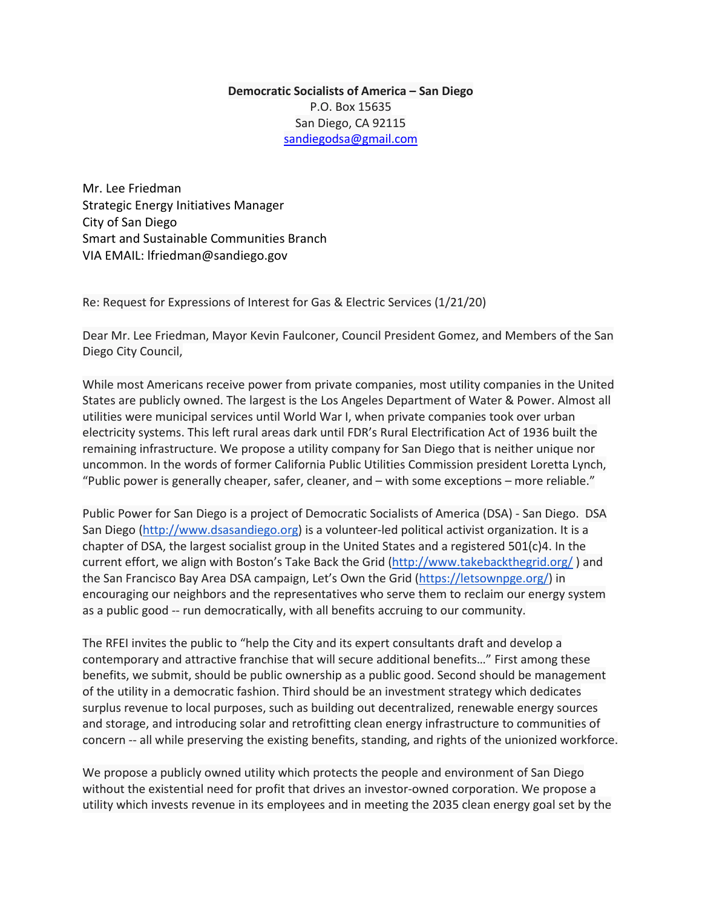**Democratic Socialists of America – San Diego**
P.O. Box 15635
San Diego, CA 92115
sandiegodsa@gmail.com

Mr. Lee Friedman
Strategic Energy Initiatives Manager
City of San Diego
Smart and Sustainable Communities Branch
VIA EMAIL: lfriedman@sandiego.gov

Re: Request for Expressions of Interest for Gas & Electric Services (1/21/20)

Dear Mr. Lee Friedman, Mayor Kevin Faulconer, Council President Gomez, and Members of the San Diego City Council,

While most Americans receive power from private companies, most utility companies in the United States are publicly owned. The largest is the Los Angeles Department of Water & Power. Almost all utilities were municipal services until World War I, when private companies took over urban electricity systems. This left rural areas dark until FDR's Rural Electrification Act of 1936 built the remaining infrastructure. We propose a utility company for San Diego that is neither unique nor uncommon. In the words of former California Public Utilities Commission president Loretta Lynch, "Public power is generally cheaper, safer, cleaner, and – with some exceptions – more reliable."

Public Power for San Diego is a project of Democratic Socialists of America (DSA) - San Diego. DSA San Diego (http://www.dsasandiego.org) is a volunteer-led political activist organization. It is a chapter of DSA, the largest socialist group in the United States and a registered 501(c)4. In the current effort, we align with Boston's Take Back the Grid (http://www.takebackthegrid.org/ ) and the San Francisco Bay Area DSA campaign, Let's Own the Grid (https://letsownpge.org/) in encouraging our neighbors and the representatives who serve them to reclaim our energy system as a public good -- run democratically, with all benefits accruing to our community.

The RFEI invites the public to "help the City and its expert consultants draft and develop a contemporary and attractive franchise that will secure additional benefits…" First among these benefits, we submit, should be public ownership as a public good. Second should be management of the utility in a democratic fashion. Third should be an investment strategy which dedicates surplus revenue to local purposes, such as building out decentralized, renewable energy sources and storage, and introducing solar and retrofitting clean energy infrastructure to communities of concern -- all while preserving the existing benefits, standing, and rights of the unionized workforce.

We propose a publicly owned utility which protects the people and environment of San Diego without the existential need for profit that drives an investor-owned corporation. We propose a utility which invests revenue in its employees and in meeting the 2035 clean energy goal set by the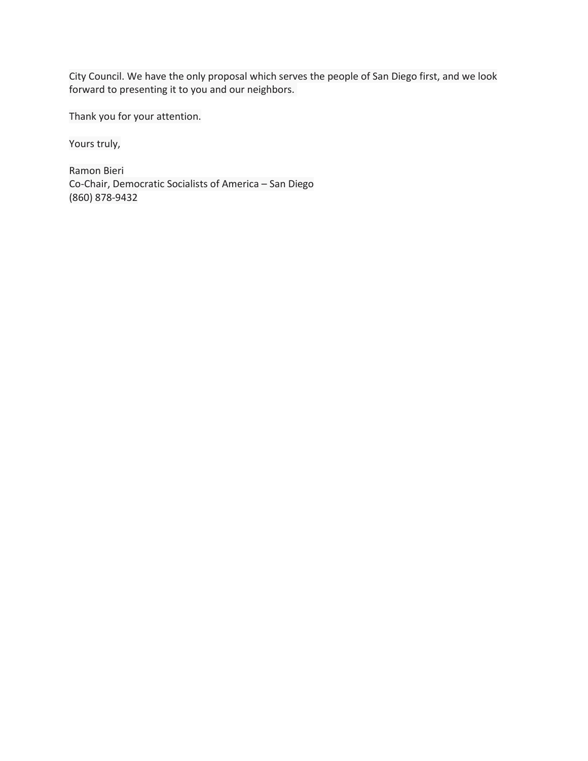City Council. We have the only proposal which serves the people of San Diego first, and we look forward to presenting it to you and our neighbors.

Thank you for your attention.

Yours truly,

Ramon Bieri  
Co-Chair, Democratic Socialists of America – San Diego  
(860) 878-9432